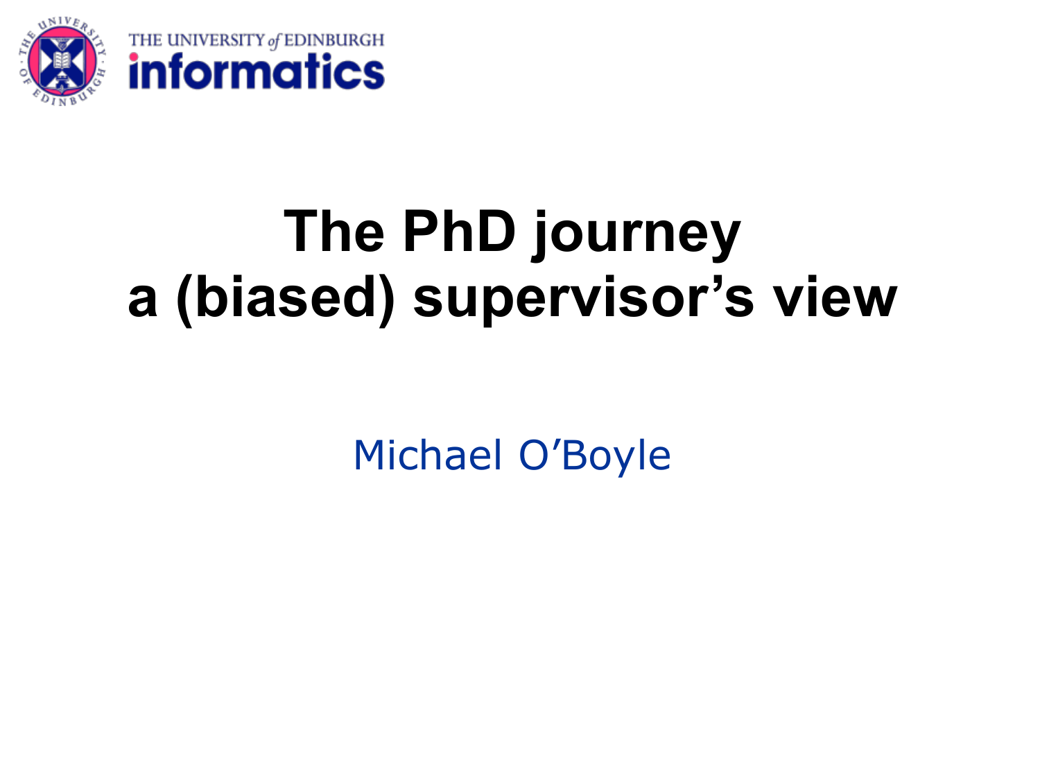THE UNIVERSITY *of* EDINBURGH
informatics

# The PhD journey
# a (biased) supervisor's view

Michael O'Boyle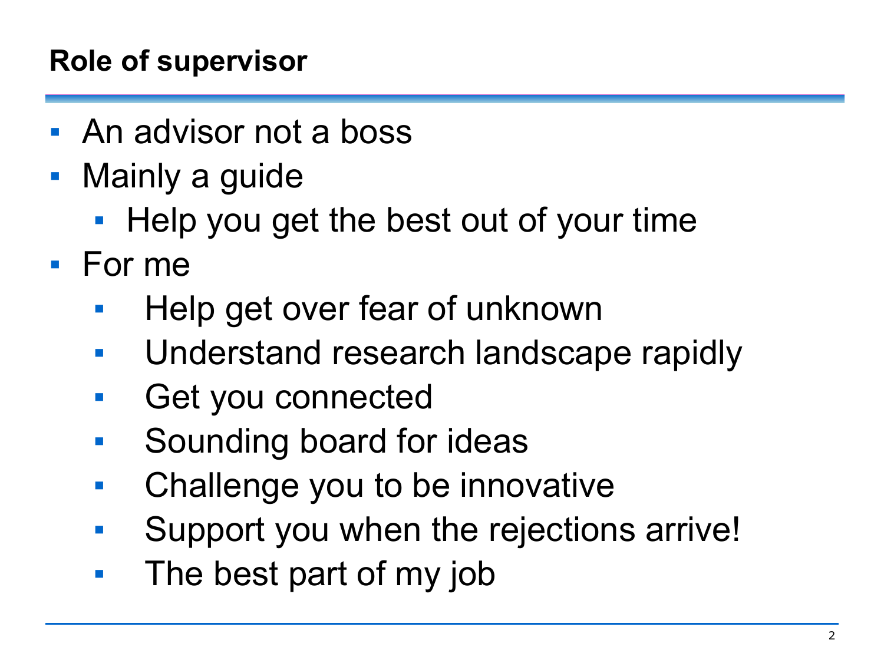## Role of supervisor

- An advisor not a boss
- Mainly a guide
  - Help you get the best out of your time
- For me
  - Help get over fear of unknown
  - Understand research landscape rapidly
  - Get you connected
  - Sounding board for ideas
  - Challenge you to be innovative
  - Support you when the rejections arrive!
  - The best part of my job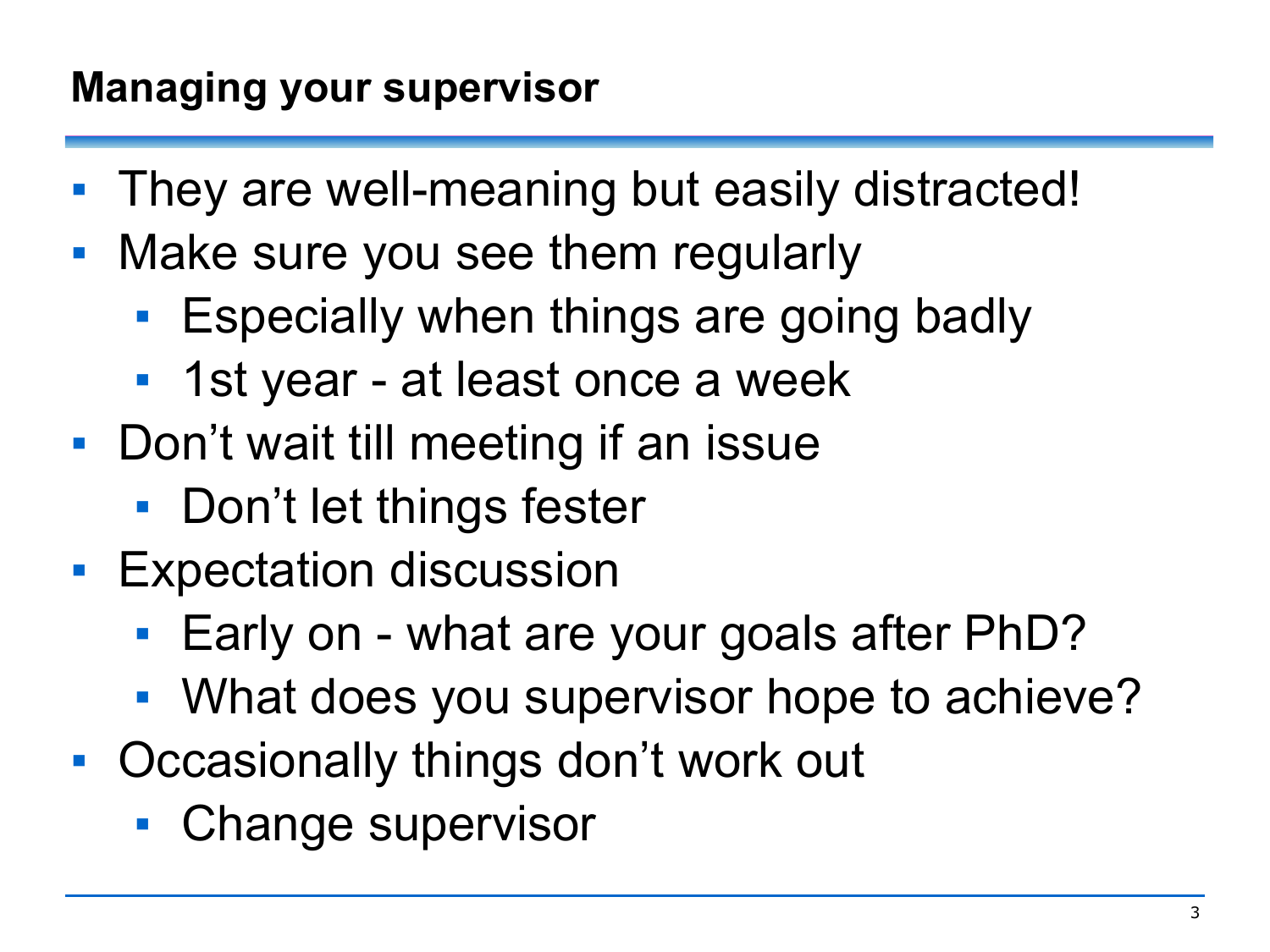## Managing your supervisor

- They are well-meaning but easily distracted!
- Make sure you see them regularly
  - Especially when things are going badly
  - 1st year - at least once a week
- Don't wait till meeting if an issue
  - Don't let things fester
- Expectation discussion
  - Early on - what are your goals after PhD?
  - What does you supervisor hope to achieve?
- Occasionally things don't work out
  - Change supervisor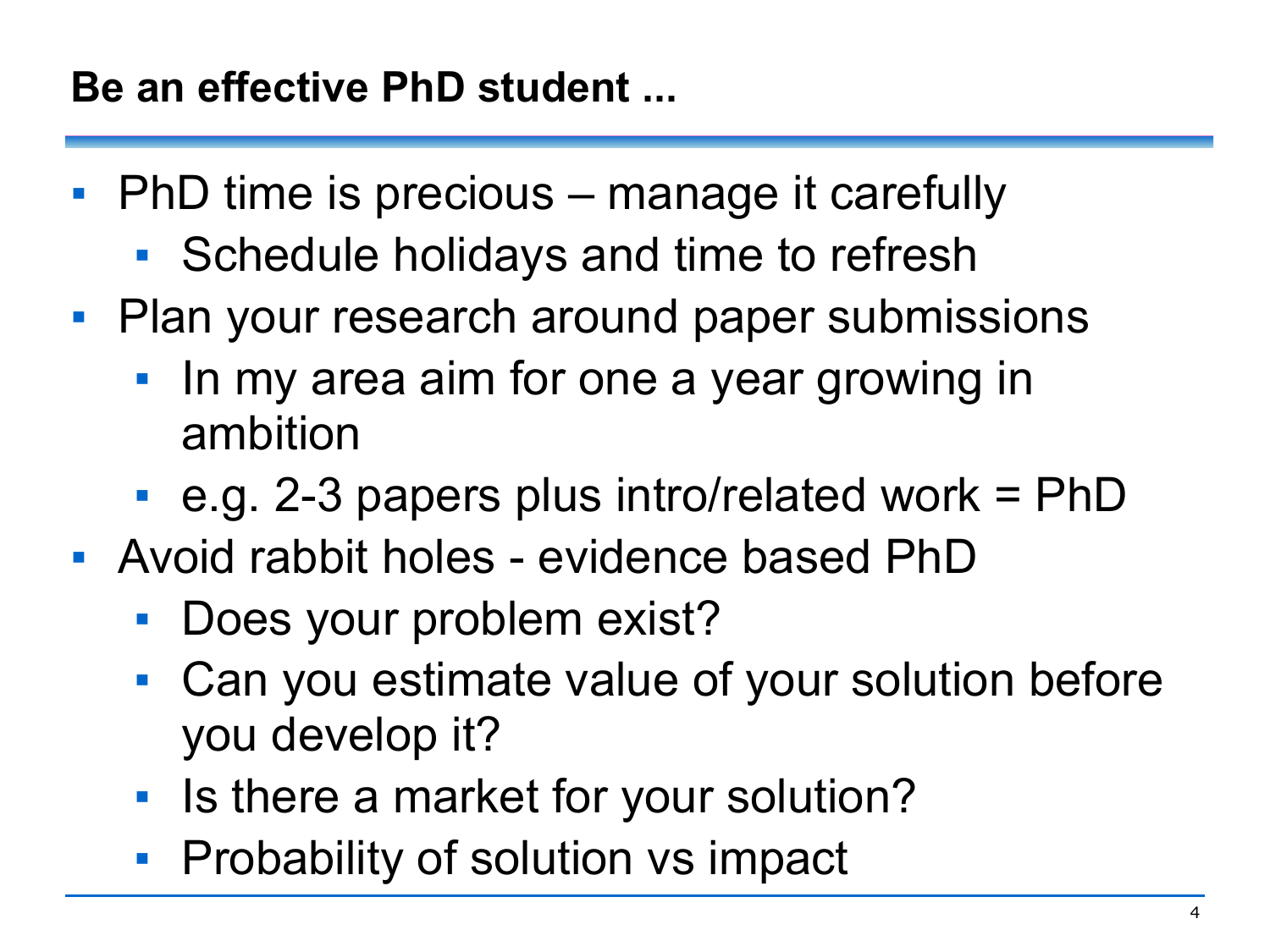## Be an effective PhD student ...

- PhD time is precious – manage it carefully
  - Schedule holidays and time to refresh
- Plan your research around paper submissions
  - In my area aim for one a year growing in ambition
  - e.g. 2-3 papers plus intro/related work = PhD
- Avoid rabbit holes - evidence based PhD
  - Does your problem exist?
  - Can you estimate value of your solution before you develop it?
  - Is there a market for your solution?
  - Probability of solution vs impact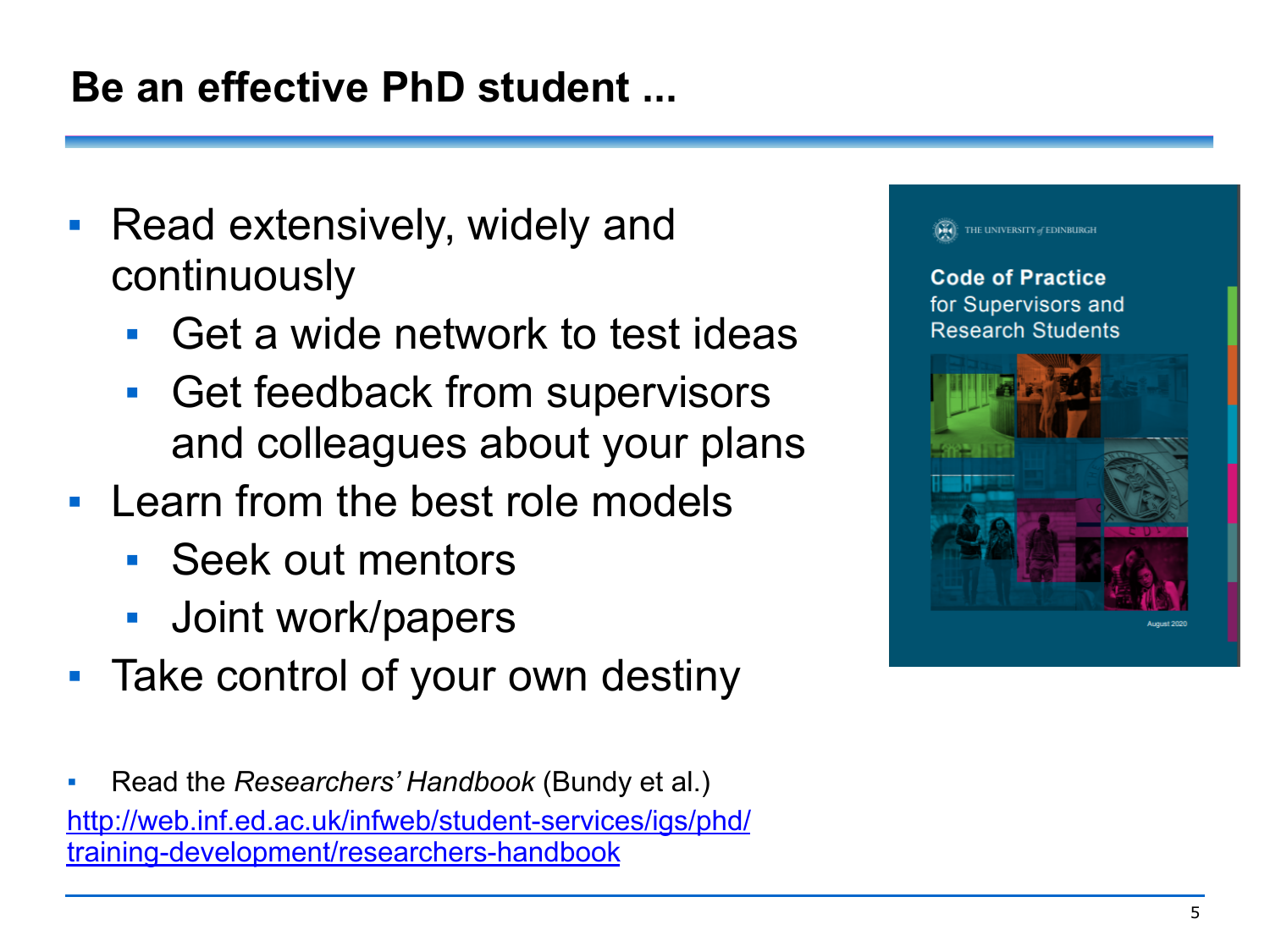# Be an effective PhD student ...

- Read extensively, widely and continuously
  - Get a wide network to test ideas
  - Get feedback from supervisors and colleagues about your plans
- Learn from the best role models
  - Seek out mentors
  - Joint work/papers
- Take control of your own destiny

THE UNIVERSITY of EDINBURGH

**Code of Practice**
for Supervisors and Research Students

August 2020

- Read the *Researchers' Handbook* (Bundy et al.)

[http://web.inf.ed.ac.uk/infweb/student-services/igs/phd/training-development/researchers-handbook](http://web.inf.ed.ac.uk/infweb/student-services/igs/phd/training-development/researchers-handbook)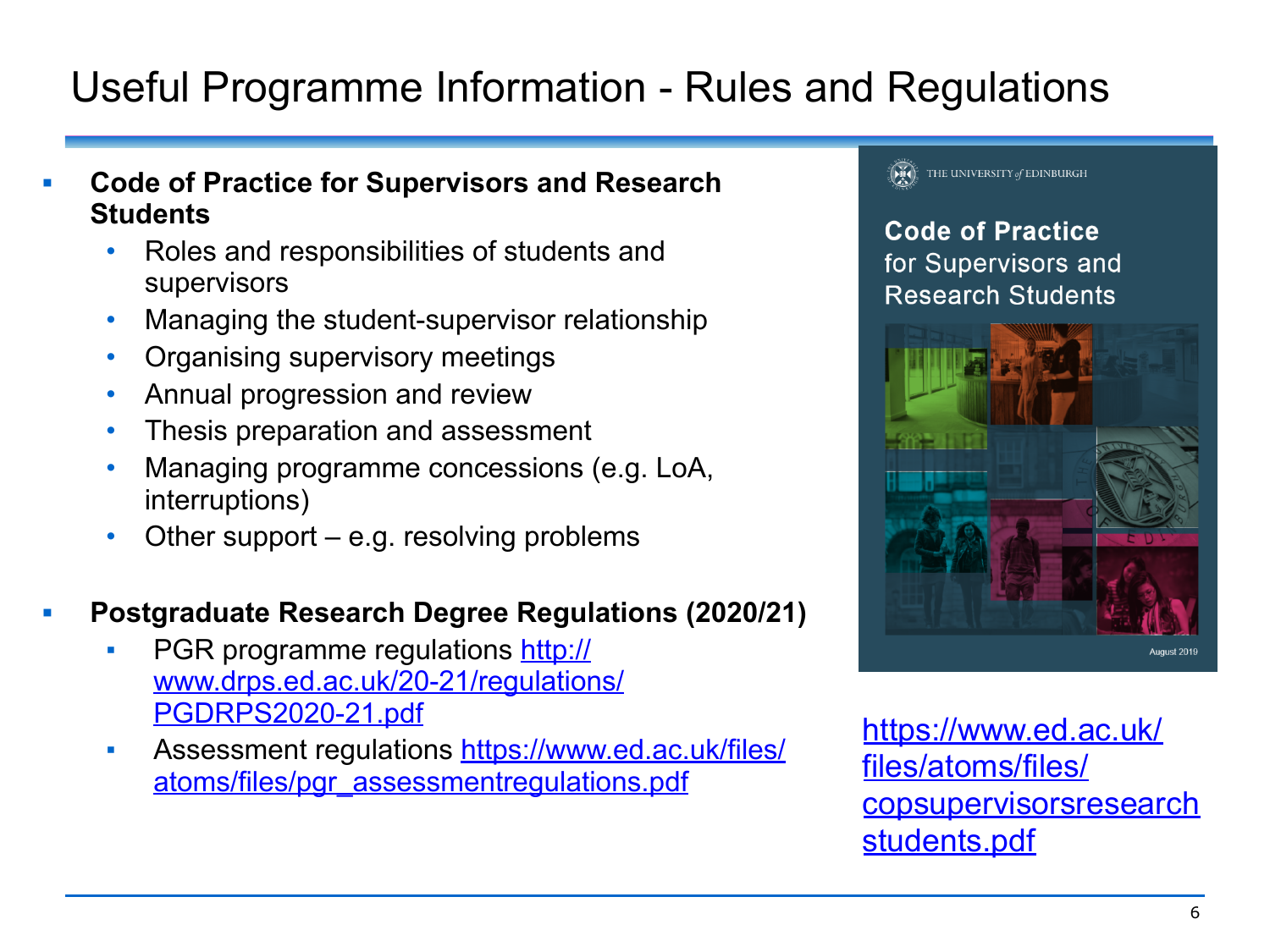# Useful Programme Information - Rules and Regulations

- **Code of Practice for Supervisors and Research Students**
  - Roles and responsibilities of students and supervisors
  - Managing the student-supervisor relationship
  - Organising supervisory meetings
  - Annual progression and review
  - Thesis preparation and assessment
  - Managing programme concessions (e.g. LoA, interruptions)
  - Other support – e.g. resolving problems

- **Postgraduate Research Degree Regulations (2020/21)**
  - PGR programme regulations http://www.drps.ed.ac.uk/20-21/regulations/PGDRPS2020-21.pdf
  - Assessment regulations https://www.ed.ac.uk/files/atoms/files/pgr_assessmentregulations.pdf

THE UNIVERSITY of EDINBURGH

**Code of Practice**
for Supervisors and Research Students

August 2019

https://www.ed.ac.uk/files/atoms/files/copsupervisorsresearchstudents.pdf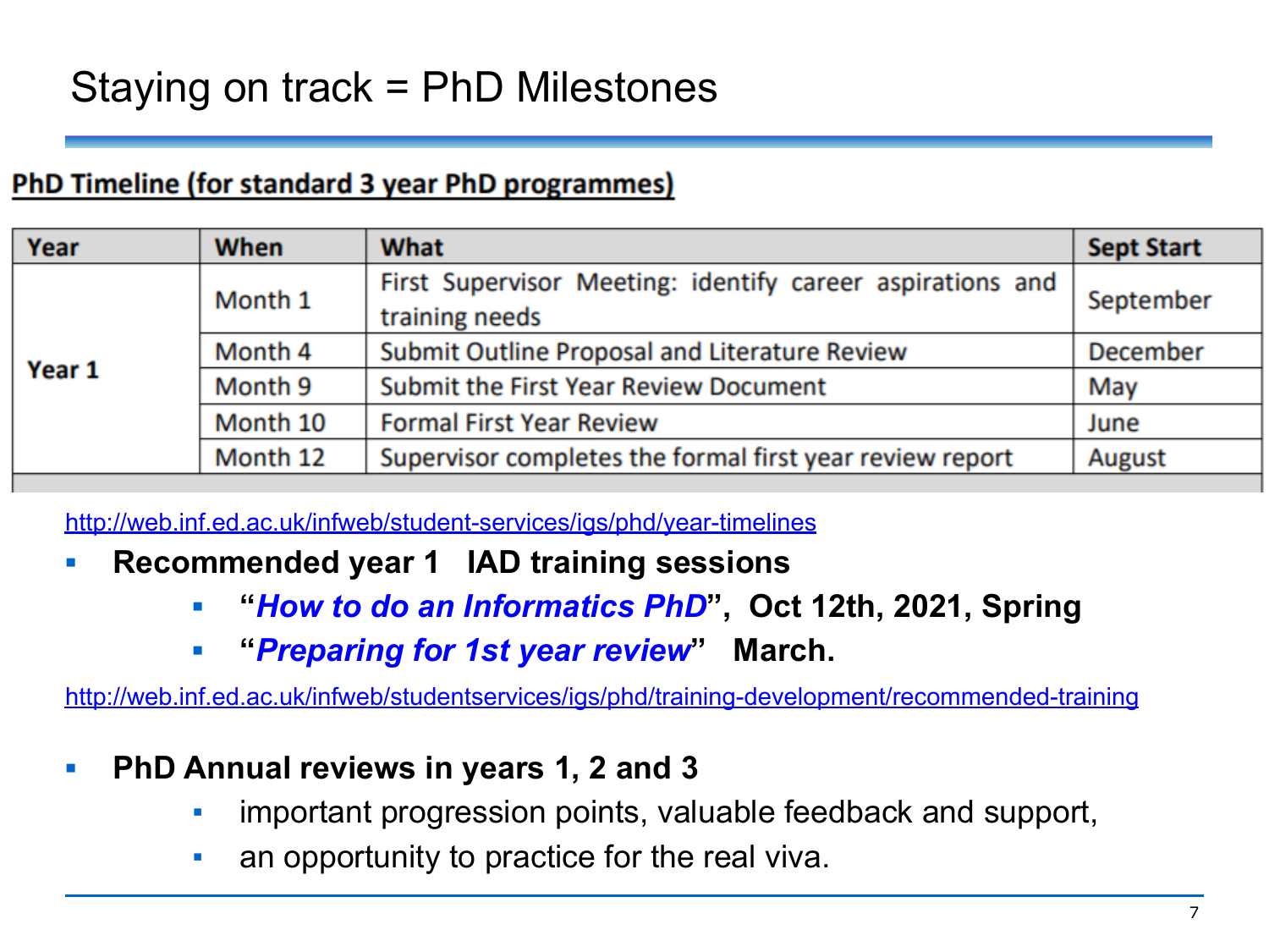# Staying on track = PhD Milestones

**PhD Timeline (for standard 3 year PhD programmes)**

| Year | When | What | Sept Start |
|---|---|---|---|
| Year 1 | Month 1 | First Supervisor Meeting: identify career aspirations and training needs | September |
| | Month 4 | Submit Outline Proposal and Literature Review | December |
| | Month 9 | Submit the First Year Review Document | May |
| | Month 10 | Formal First Year Review | June |
| | Month 12 | Supervisor completes the formal first year review report | August |

http://web.inf.ed.ac.uk/infweb/student-services/igs/phd/year-timelines

- **Recommended year 1 IAD training sessions**
  - **"*How to do an Informatics PhD*", Oct 12th, 2021, Spring**
  - **"*Preparing for 1st year review*" March.**

http://web.inf.ed.ac.uk/infweb/studentservices/igs/phd/training-development/recommended-training

- **PhD Annual reviews in years 1, 2 and 3**
  - important progression points, valuable feedback and support,
  - an opportunity to practice for the real viva.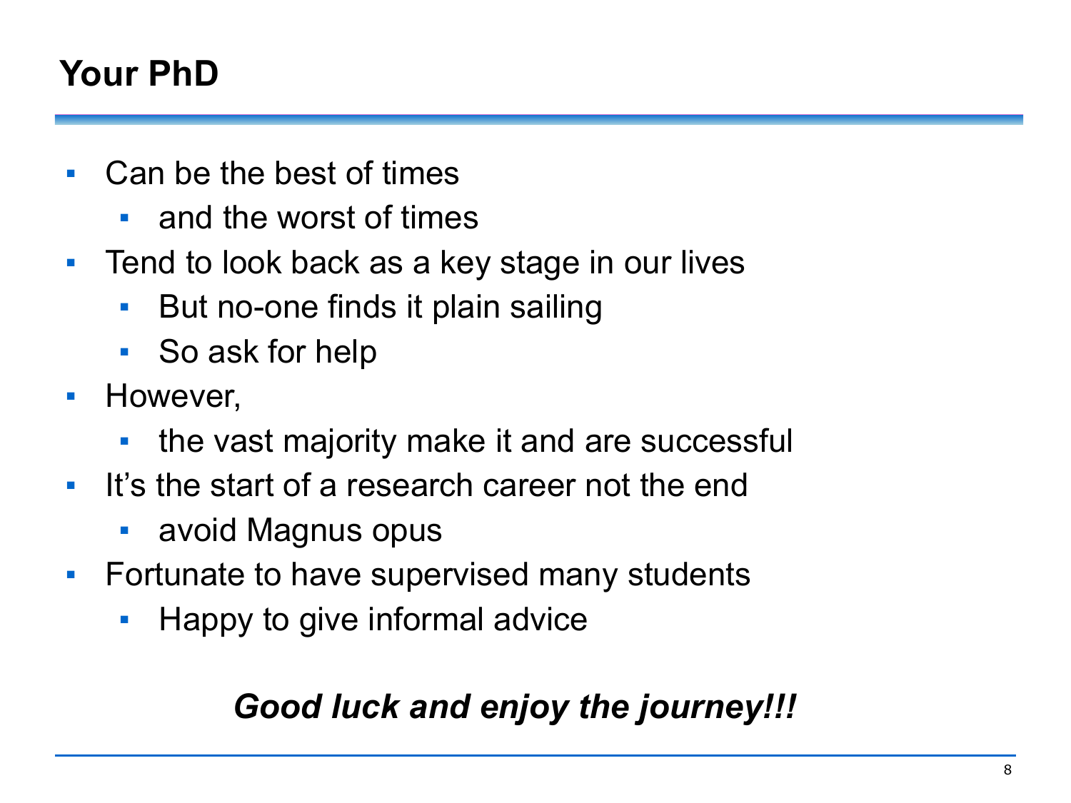# Your PhD

- Can be the best of times
  - and the worst of times
- Tend to look back as a key stage in our lives
  - But no-one finds it plain sailing
  - So ask for help
- However,
  - the vast majority make it and are successful
- It's the start of a research career not the end
  - avoid Magnus opus
- Fortunate to have supervised many students
  - Happy to give informal advice

***Good luck and enjoy the journey!!!***